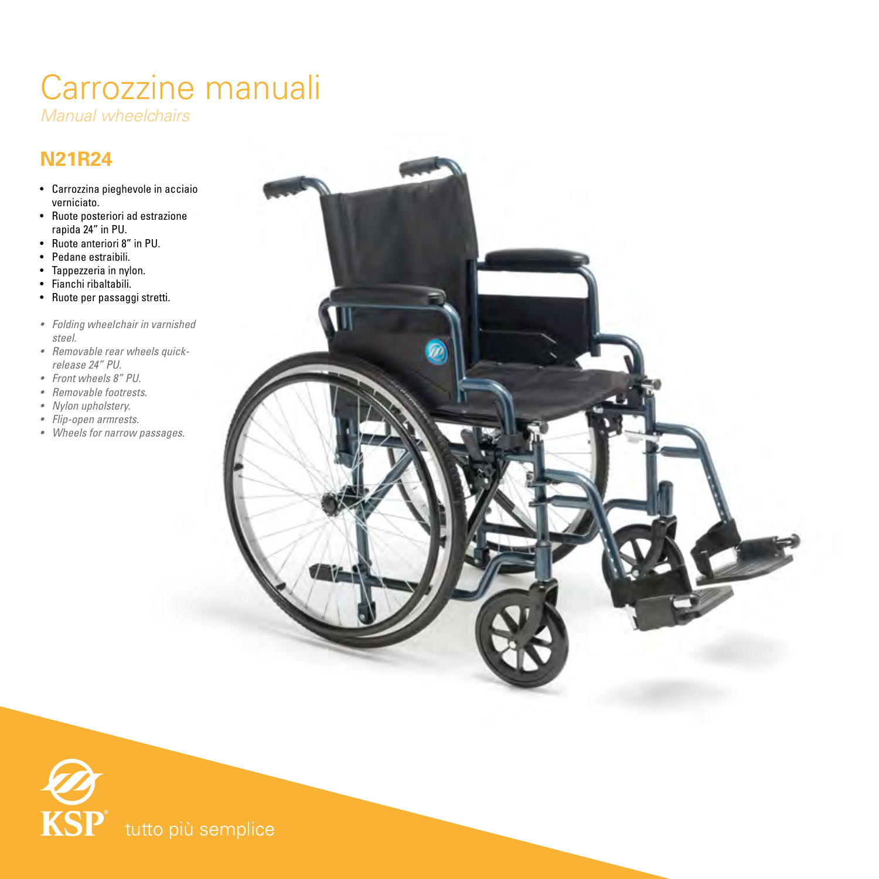# Carrozzine manuali

*Manual wheelchairs*

## N21R24

- Carrozzina pieghevole in acciaio verniciato.
- Ruote posteriori ad estrazione rapida 24" in PU.
- Ruote anteriori 8" in PU.
- Pedane estraibili.
- Tappezzeria in nylon.
- Fianchi ribaltabili.
- Ruote per passaggi stretti.

- *Folding wheelchair in varnished steel.*
- *Removable rear wheels quick-release 24" PU.*
- *Front wheels 8" PU.*
- *Removable footrests.*
- *Nylon upholstery.*
- *Flip-open armrests.*
- *Wheels for narrow passages.*

KSP® tutto più semplice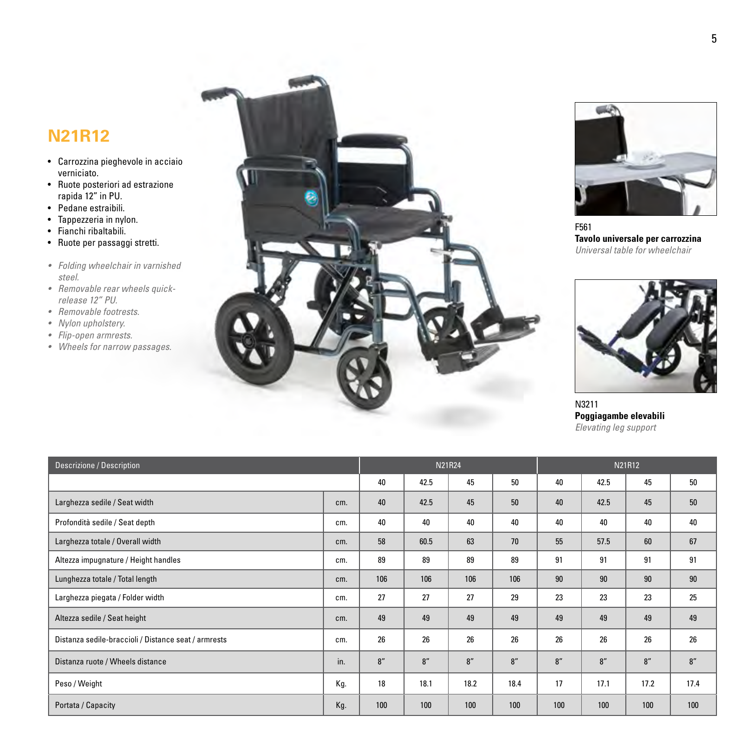## N21R12

- Carrozzina pieghevole in acciaio verniciato.
- Ruote posteriori ad estrazione rapida 12" in PU.
- Pedane estraibili.
- Tappezzeria in nylon.
- Fianchi ribaltabili.
- Ruote per passaggi stretti.

- *Folding wheelchair in varnished steel.*
- *Removable rear wheels quick-release 12" PU.*
- *Removable footrests.*
- *Nylon upholstery.*
- *Flip-open armrests.*
- *Wheels for narrow passages.*

F561
**Tavolo universale per carrozzina**
*Universal table for wheelchair*

N3211
**Poggiagambe elevabili**
*Elevating leg support*

| Descrizione / Description | | N21R24 | | | | N21R12 | | | |
|---|---|---|---|---|---|---|---|---|---|
| | | 40 | 42.5 | 45 | 50 | 40 | 42.5 | 45 | 50 |
| Larghezza sedile / Seat width | cm. | 40 | 42.5 | 45 | 50 | 40 | 42.5 | 45 | 50 |
| Profondità sedile / Seat depth | cm. | 40 | 40 | 40 | 40 | 40 | 40 | 40 | 40 |
| Larghezza totale / Overall width | cm. | 58 | 60.5 | 63 | 70 | 55 | 57.5 | 60 | 67 |
| Altezza impugnature / Height handles | cm. | 89 | 89 | 89 | 89 | 91 | 91 | 91 | 91 |
| Lunghezza totale / Total length | cm. | 106 | 106 | 106 | 106 | 90 | 90 | 90 | 90 |
| Larghezza piegata / Folder width | cm. | 27 | 27 | 27 | 29 | 23 | 23 | 23 | 25 |
| Altezza sedile / Seat height | cm. | 49 | 49 | 49 | 49 | 49 | 49 | 49 | 49 |
| Distanza sedile-braccioli / Distance seat / armrests | cm. | 26 | 26 | 26 | 26 | 26 | 26 | 26 | 26 |
| Distanza ruote / Wheels distance | in. | 8" | 8" | 8" | 8" | 8" | 8" | 8" | 8" |
| Peso / Weight | Kg. | 18 | 18.1 | 18.2 | 18.4 | 17 | 17.1 | 17.2 | 17.4 |
| Portata / Capacity | Kg. | 100 | 100 | 100 | 100 | 100 | 100 | 100 | 100 |